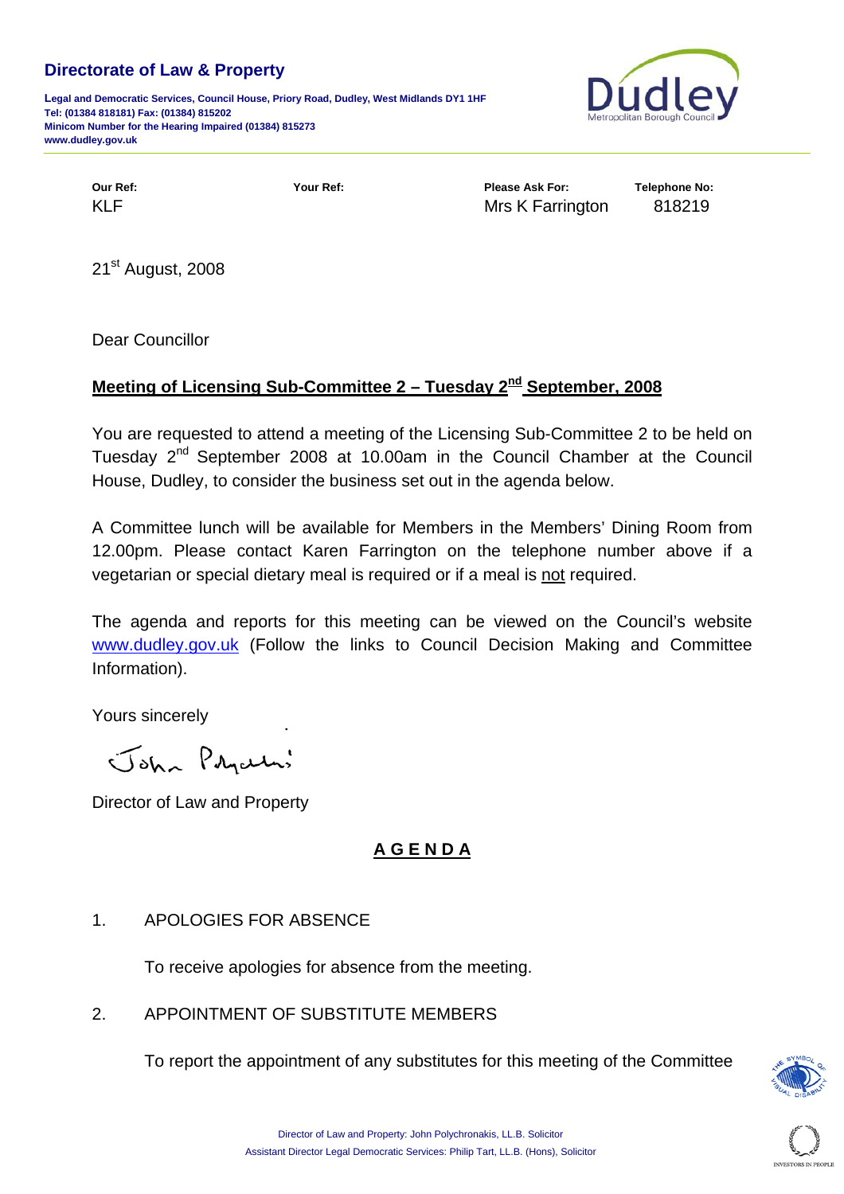## Directorate of Law & Property

**Legal and Democratic Services, Council House, Priory Road, Dudley, West Midlands DY1 1HF**
**Tel: (01384 818181) Fax: (01384) 815202**
**Minicom Number for the Hearing Impaired (01384) 815273**
**www.dudley.gov.uk**

| **Our Ref:** | **Your Ref:** | **Please Ask For:** | **Telephone No:** |
|---|---|---|---|
| KLF | | Mrs K Farrington | 818219 |

21st August, 2008

Dear Councillor

**Meeting of Licensing Sub-Committee 2 – Tuesday 2nd September, 2008**

You are requested to attend a meeting of the Licensing Sub-Committee 2 to be held on Tuesday 2nd September 2008 at 10.00am in the Council Chamber at the Council House, Dudley, to consider the business set out in the agenda below.

A Committee lunch will be available for Members in the Members' Dining Room from 12.00pm. Please contact Karen Farrington on the telephone number above if a vegetarian or special dietary meal is required or if a meal is not required.

The agenda and reports for this meeting can be viewed on the Council's website www.dudley.gov.uk (Follow the links to Council Decision Making and Committee Information).

Yours sincerely

John Polychronakis

Director of Law and Property

## A G E N D A

1. APOLOGIES FOR ABSENCE

   To receive apologies for absence from the meeting.

2. APPOINTMENT OF SUBSTITUTE MEMBERS

   To report the appointment of any substitutes for this meeting of the Committee

Director of Law and Property: John Polychronakis, LL.B. Solicitor
Assistant Director Legal Democratic Services: Philip Tart, LL.B. (Hons), Solicitor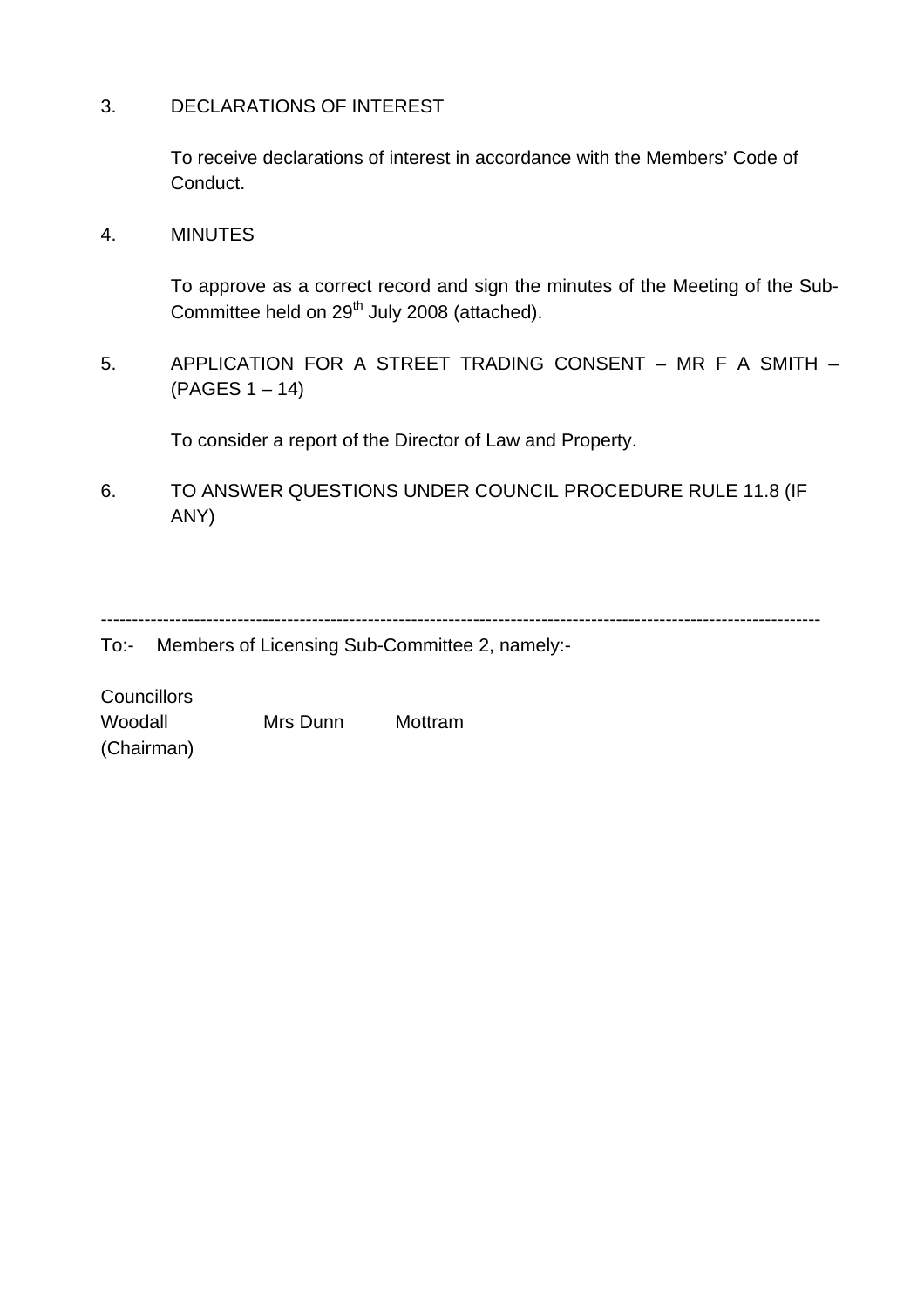3. DECLARATIONS OF INTEREST

   To receive declarations of interest in accordance with the Members' Code of Conduct.

4. MINUTES

   To approve as a correct record and sign the minutes of the Meeting of the Sub-Committee held on 29th July 2008 (attached).

5. APPLICATION FOR A STREET TRADING CONSENT – MR F A SMITH – (PAGES 1 – 14)

   To consider a report of the Director of Law and Property.

6. TO ANSWER QUESTIONS UNDER COUNCIL PROCEDURE RULE 11.8 (IF ANY)

---

To:- Members of Licensing Sub-Committee 2, namely:-

Councillors

| | | |
|---|---|---|
| Woodall (Chairman) | Mrs Dunn | Mottram |